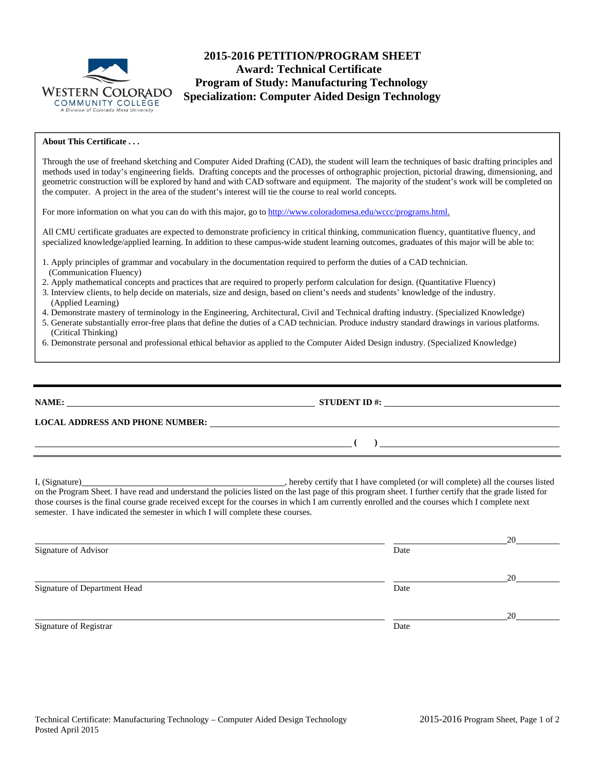# 2015-2016 PETITION/PROGRAM SHEET
## Award: Technical Certificate
## Program of Study: Manufacturing Technology
## Specialization: Computer Aided Design Technology

**About This Certificate . . .**

Through the use of freehand sketching and Computer Aided Drafting (CAD), the student will learn the techniques of basic drafting principles and methods used in today's engineering fields. Drafting concepts and the processes of orthographic projection, pictorial drawing, dimensioning, and geometric construction will be explored by hand and with CAD software and equipment. The majority of the student's work will be completed on the computer. A project in the area of the student's interest will tie the course to real world concepts.

For more information on what you can do with this major, go to http://www.coloradomesa.edu/wccc/programs.html.

All CMU certificate graduates are expected to demonstrate proficiency in critical thinking, communication fluency, quantitative fluency, and specialized knowledge/applied learning. In addition to these campus-wide student learning outcomes, graduates of this major will be able to:

1. Apply principles of grammar and vocabulary in the documentation required to perform the duties of a CAD technician. (Communication Fluency)
2. Apply mathematical concepts and practices that are required to properly perform calculation for design. (Quantitative Fluency)
3. Interview clients, to help decide on materials, size and design, based on client's needs and students' knowledge of the industry. (Applied Learning)
4. Demonstrate mastery of terminology in the Engineering, Architectural, Civil and Technical drafting industry. (Specialized Knowledge)
5. Generate substantially error-free plans that define the duties of a CAD technician. Produce industry standard drawings in various platforms. (Critical Thinking)
6. Demonstrate personal and professional ethical behavior as applied to the Computer Aided Design industry. (Specialized Knowledge)

---

**NAME:** ______________________________ **STUDENT ID #:** ______________________________

**LOCAL ADDRESS AND PHONE NUMBER:** ______________________________

______________________________ **( )** ______________________________

I, (Signature)______________________________, hereby certify that I have completed (or will complete) all the courses listed on the Program Sheet. I have read and understand the policies listed on the last page of this program sheet. I further certify that the grade listed for those courses is the final course grade received except for the courses in which I am currently enrolled and the courses which I complete next semester. I have indicated the semester in which I will complete these courses.

______________________________ ______________ 20______
Signature of Advisor Date

______________________________ ______________ 20______
Signature of Department Head Date

______________________________ ______________ 20______
Signature of Registrar Date

Technical Certificate: Manufacturing Technology – Computer Aided Design Technology
Posted April 2015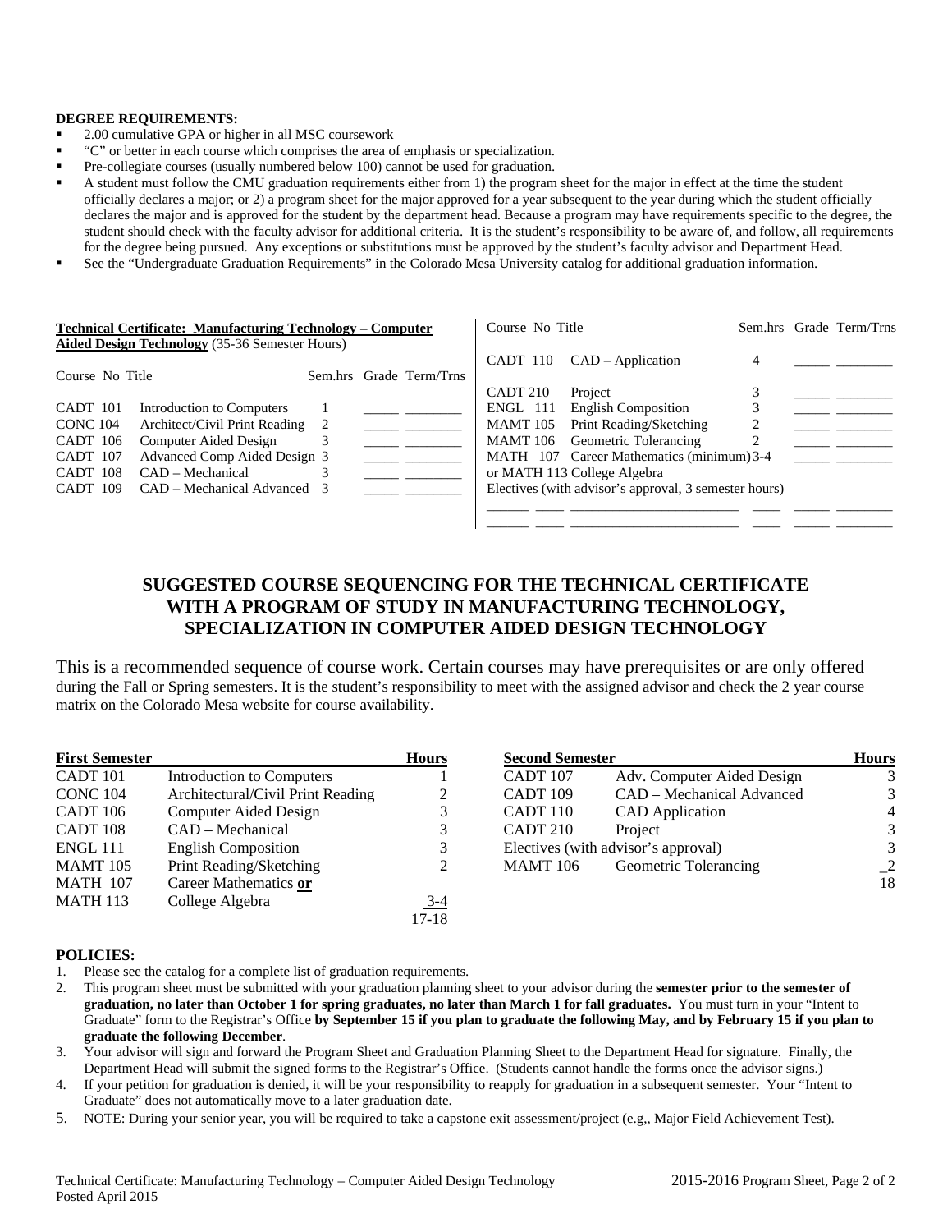**DEGREE REQUIREMENTS:**

- 2.00 cumulative GPA or higher in all MSC coursework
- "C" or better in each course which comprises the area of emphasis or specialization.
- Pre-collegiate courses (usually numbered below 100) cannot be used for graduation.
- A student must follow the CMU graduation requirements either from 1) the program sheet for the major in effect at the time the student officially declares a major; or 2) a program sheet for the major approved for a year subsequent to the year during which the student officially declares the major and is approved for the student by the department head. Because a program may have requirements specific to the degree, the student should check with the faculty advisor for additional criteria. It is the student's responsibility to be aware of, and follow, all requirements for the degree being pursued. Any exceptions or substitutions must be approved by the student's faculty advisor and Department Head.
- See the "Undergraduate Graduation Requirements" in the Colorado Mesa University catalog for additional graduation information.

**Technical Certificate: Manufacturing Technology – Computer Aided Design Technology** (35-36 Semester Hours)

| Course No | Title | Sem.hrs | Grade | Term/Trns |
|---|---|---|---|---|
| CADT 101 | Introduction to Computers | 1 | _____ | ________ |
| CONC 104 | Architect/Civil Print Reading | 2 | _____ | ________ |
| CADT 106 | Computer Aided Design | 3 | _____ | ________ |
| CADT 107 | Advanced Comp Aided Design | 3 | _____ | ________ |
| CADT 108 | CAD – Mechanical | 3 | _____ | ________ |
| CADT 109 | CAD – Mechanical Advanced | 3 | _____ | ________ |
| CADT 110 | CAD – Application | 4 | _____ | ________ |
| CADT 210 | Project | 3 | _____ | ________ |
| ENGL 111 | English Composition | 3 | _____ | ________ |
| MAMT 105 | Print Reading/Sketching | 2 | _____ | ________ |
| MAMT 106 | Geometric Tolerancing | 2 | _____ | ________ |
| MATH 107 | Career Mathematics (minimum) or MATH 113 College Algebra | 3-4 | _____ | ________ |
| Electives (with advisor's approval, 3 semester hours) | | | | |
| ______ ____ | ______________________ | ____ | _____ | ________ |
| ______ ____ | ______________________ | ____ | _____ | ________ |

## SUGGESTED COURSE SEQUENCING FOR THE TECHNICAL CERTIFICATE WITH A PROGRAM OF STUDY IN MANUFACTURING TECHNOLOGY, SPECIALIZATION IN COMPUTER AIDED DESIGN TECHNOLOGY

This is a recommended sequence of course work. Certain courses may have prerequisites or are only offered during the Fall or Spring semesters. It is the student's responsibility to meet with the assigned advisor and check the 2 year course matrix on the Colorado Mesa website for course availability.

| First Semester | | Hours |
|---|---|---|
| CADT 101 | Introduction to Computers | 1 |
| CONC 104 | Architectural/Civil Print Reading | 2 |
| CADT 106 | Computer Aided Design | 3 |
| CADT 108 | CAD – Mechanical | 3 |
| ENGL 111 | English Composition | 3 |
| MAMT 105 | Print Reading/Sketching | 2 |
| MATH 107 | Career Mathematics **or** | |
| MATH 113 | College Algebra | 3-4 |
| | | 17-18 |

| Second Semester | | Hours |
|---|---|---|
| CADT 107 | Adv. Computer Aided Design | 3 |
| CADT 109 | CAD – Mechanical Advanced | 3 |
| CADT 110 | CAD Application | 4 |
| CADT 210 | Project | 3 |
| Electives (with advisor's approval) | | 3 |
| MAMT 106 | Geometric Tolerancing | 2 |
| | | 18 |

**POLICIES:**

1. Please see the catalog for a complete list of graduation requirements.
2. This program sheet must be submitted with your graduation planning sheet to your advisor during the **semester prior to the semester of graduation, no later than October 1 for spring graduates, no later than March 1 for fall graduates.** You must turn in your "Intent to Graduate" form to the Registrar's Office **by September 15 if you plan to graduate the following May, and by February 15 if you plan to graduate the following December**.
3. Your advisor will sign and forward the Program Sheet and Graduation Planning Sheet to the Department Head for signature. Finally, the Department Head will submit the signed forms to the Registrar's Office. (Students cannot handle the forms once the advisor signs.)
4. If your petition for graduation is denied, it will be your responsibility to reapply for graduation in a subsequent semester. Your "Intent to Graduate" does not automatically move to a later graduation date.
5. NOTE: During your senior year, you will be required to take a capstone exit assessment/project (e.g,, Major Field Achievement Test).

Technical Certificate: Manufacturing Technology – Computer Aided Design Technology
Posted April 2015